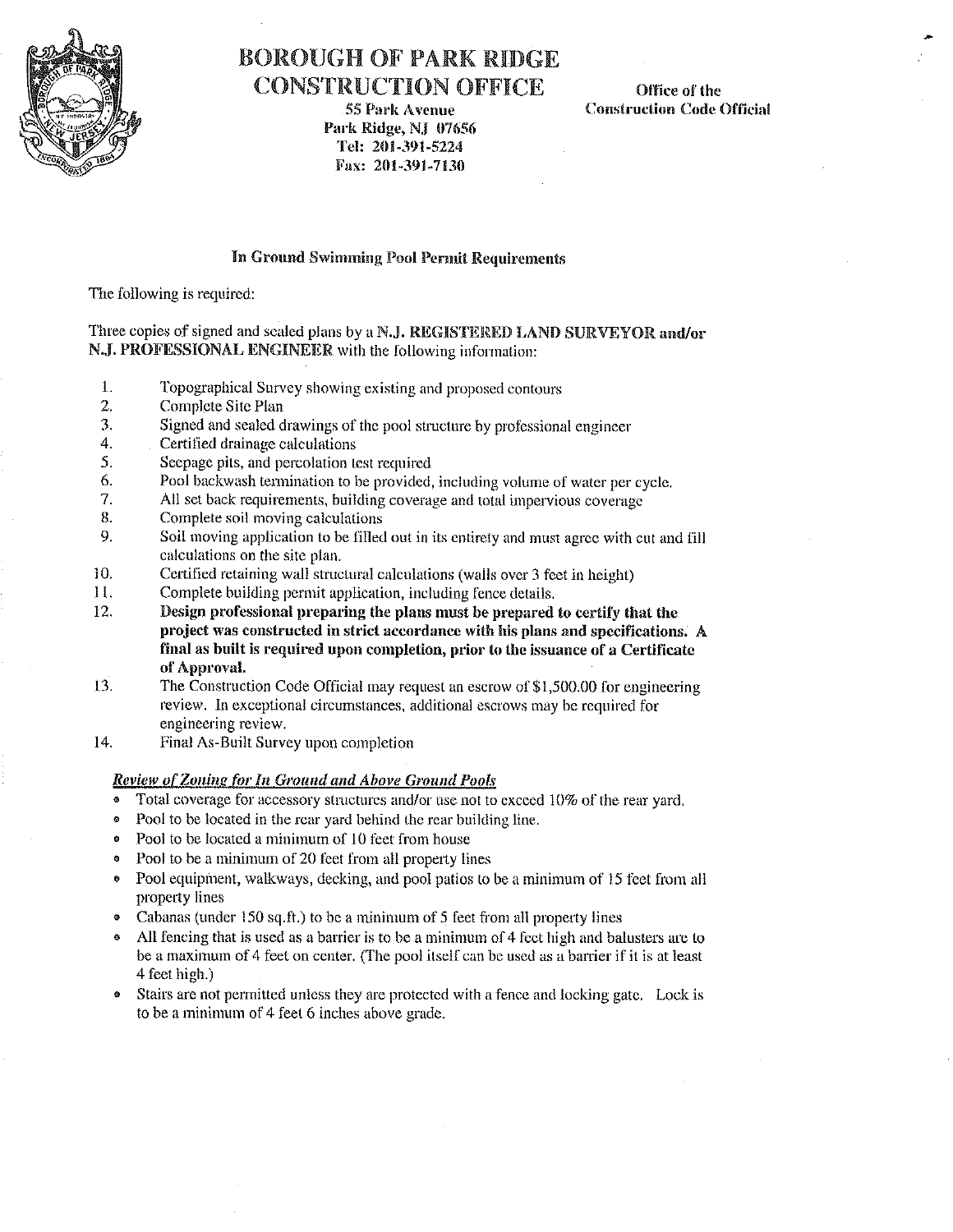# BOROUGH OF PARK RIDGE
## CONSTRUCTION OFFICE

55 Park Avenue
Park Ridge, NJ 07656
Tel: 201-391-5224
Fax: 201-391-7130

**Office of the Construction Code Official**

### In Ground Swimming Pool Permit Requirements

The following is required:

Three copies of signed and sealed plans by a **N.J. REGISTERED LAND SURVEYOR and/or N.J. PROFESSIONAL ENGINEER** with the following information:

1. Topographical Survey showing existing and proposed contours
2. Complete Site Plan
3. Signed and sealed drawings of the pool structure by professional engineer
4. Certified drainage calculations
5. Seepage pits, and percolation test required
6. Pool backwash termination to be provided, including volume of water per cycle.
7. All set back requirements, building coverage and total impervious coverage
8. Complete soil moving calculations
9. Soil moving application to be filled out in its entirety and must agree with cut and fill calculations on the site plan.
10. Certified retaining wall structural calculations (walls over 3 feet in height)
11. Complete building permit application, including fence details.
12. **Design professional preparing the plans must be prepared to certify that the project was constructed in strict accordance with his plans and specifications. A final as built is required upon completion, prior to the issuance of a Certificate of Approval.**
13. The Construction Code Official may request an escrow of $1,500.00 for engineering review. In exceptional circumstances, additional escrows may be required for engineering review.
14. Final As-Built Survey upon completion

***Review of Zoning for In Ground and Above Ground Pools***

- Total coverage for accessory structures and/or use not to exceed 10% of the rear yard.
- Pool to be located in the rear yard behind the rear building line.
- Pool to be located a minimum of 10 feet from house
- Pool to be a minimum of 20 feet from all property lines
- Pool equipment, walkways, decking, and pool patios to be a minimum of 15 feet from all property lines
- Cabanas (under 150 sq.ft.) to be a minimum of 5 feet from all property lines
- All fencing that is used as a barrier is to be a minimum of 4 feet high and balusters are to be a maximum of 4 feet on center. (The pool itself can be used as a barrier if it is at least 4 feet high.)
- Stairs are not permitted unless they are protected with a fence and locking gate. Lock is to be a minimum of 4 feet 6 inches above grade.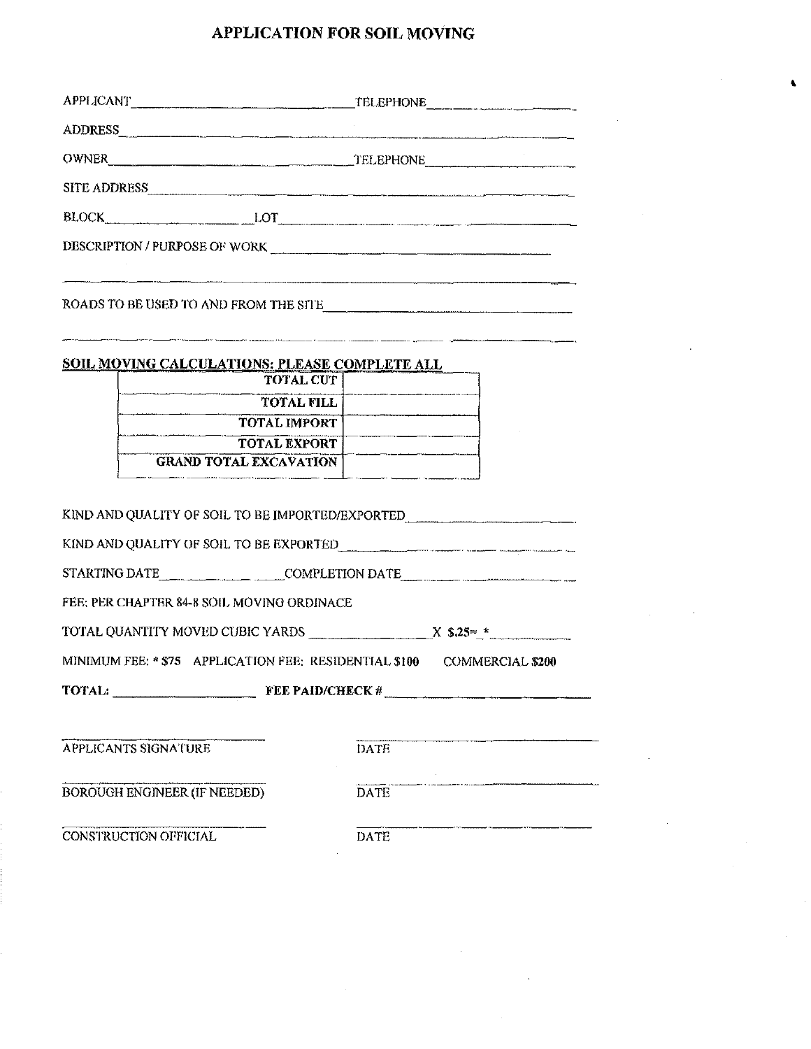# APPLICATION FOR SOIL MOVING

APPLICANT\_\_\_\_\_\_\_\_\_\_\_\_\_\_\_\_\_\_\_\_\_\_\_\_\_\_\_\_\_\_ TELEPHONE\_\_\_\_\_\_\_\_\_\_\_\_\_\_\_\_\_\_

ADDRESS\_\_\_\_\_\_\_\_\_\_\_\_\_\_\_\_\_\_\_\_\_\_\_\_\_\_\_\_\_\_\_\_\_\_\_\_\_\_\_\_\_\_\_\_\_\_\_\_\_\_\_\_\_\_\_\_\_\_

OWNER\_\_\_\_\_\_\_\_\_\_\_\_\_\_\_\_\_\_\_\_\_\_\_\_\_\_\_\_\_\_ TELEPHONE\_\_\_\_\_\_\_\_\_\_\_\_\_\_\_\_\_\_

SITE ADDRESS\_\_\_\_\_\_\_\_\_\_\_\_\_\_\_\_\_\_\_\_\_\_\_\_\_\_\_\_\_\_\_\_\_\_\_\_\_\_\_\_\_\_\_\_\_\_\_\_\_\_\_\_

BLOCK\_\_\_\_\_\_\_\_\_\_\_\_\_\_\_\_ LOT\_\_\_\_\_\_\_\_\_\_\_\_\_\_\_\_\_\_\_\_\_\_\_\_\_\_\_\_\_\_\_\_\_\_\_\_

DESCRIPTION / PURPOSE OF WORK \_\_\_\_\_\_\_\_\_\_\_\_\_\_\_\_\_\_\_\_\_\_\_\_\_\_\_\_\_\_\_\_\_\_\_\_\_\_

\_\_\_\_\_\_\_\_\_\_\_\_\_\_\_\_\_\_\_\_\_\_\_\_\_\_\_\_\_\_\_\_\_\_\_\_\_\_\_\_\_\_\_\_\_\_\_\_\_\_\_\_\_\_\_\_\_\_\_\_\_\_\_\_

ROADS TO BE USED TO AND FROM THE SITE\_\_\_\_\_\_\_\_\_\_\_\_\_\_\_\_\_\_\_\_\_\_\_\_\_\_\_\_\_\_\_\_

\_\_\_\_\_\_\_\_\_\_\_\_\_\_\_\_\_\_\_\_\_\_\_\_\_\_\_\_\_\_\_\_\_\_\_\_\_\_\_\_\_\_\_\_\_\_\_\_\_\_\_\_\_\_\_\_\_\_\_\_\_\_\_\_

**SOIL MOVING CALCULATIONS: PLEASE COMPLETE ALL**

| | |
|---|---|
| **TOTAL CUT** | |
| **TOTAL FILL** | |
| **TOTAL IMPORT** | |
| **TOTAL EXPORT** | |
| **GRAND TOTAL EXCAVATION** | |

KIND AND QUALITY OF SOIL TO BE IMPORTED/EXPORTED\_\_\_\_\_\_\_\_\_\_\_\_\_\_\_\_\_\_\_\_

KIND AND QUALITY OF SOIL TO BE EXPORTED\_\_\_\_\_\_\_\_\_\_\_\_\_\_\_\_\_\_\_\_\_\_\_\_\_\_\_\_

STARTING DATE\_\_\_\_\_\_\_\_\_\_\_\_\_\_\_\_ COMPLETION DATE\_\_\_\_\_\_\_\_\_\_\_\_\_\_\_\_\_\_\_\_

FEE: PER CHAPTER 84-8 SOIL MOVING ORDINACE

TOTAL QUANTITY MOVED CUBIC YARDS \_\_\_\_\_\_\_\_\_\_\_\_\_\_ X $.25= * \_\_\_\_\_\_\_\_\_\_

MINIMUM FEE: * $75 APPLICATION FEE: RESIDENTIAL $100 COMMERCIAL $200

**TOTAL:** \_\_\_\_\_\_\_\_\_\_\_\_\_\_\_\_\_\_ **FEE PAID/CHECK #** \_\_\_\_\_\_\_\_\_\_\_\_\_\_\_\_\_\_\_\_\_\_\_\_

\_\_\_\_\_\_\_\_\_\_\_\_\_\_\_\_\_\_\_\_\_\_\_\_\_\_ \_\_\_\_\_\_\_\_\_\_\_\_\_\_\_\_\_\_\_\_\_\_\_\_\_\_
APPLICANTS SIGNATURE DATE

\_\_\_\_\_\_\_\_\_\_\_\_\_\_\_\_\_\_\_\_\_\_\_\_\_\_ \_\_\_\_\_\_\_\_\_\_\_\_\_\_\_\_\_\_\_\_\_\_\_\_\_\_
BOROUGH ENGINEER (IF NEEDED) DATE

\_\_\_\_\_\_\_\_\_\_\_\_\_\_\_\_\_\_\_\_\_\_\_\_\_\_ \_\_\_\_\_\_\_\_\_\_\_\_\_\_\_\_\_\_\_\_\_\_\_\_\_\_
CONSTRUCTION OFFICIAL DATE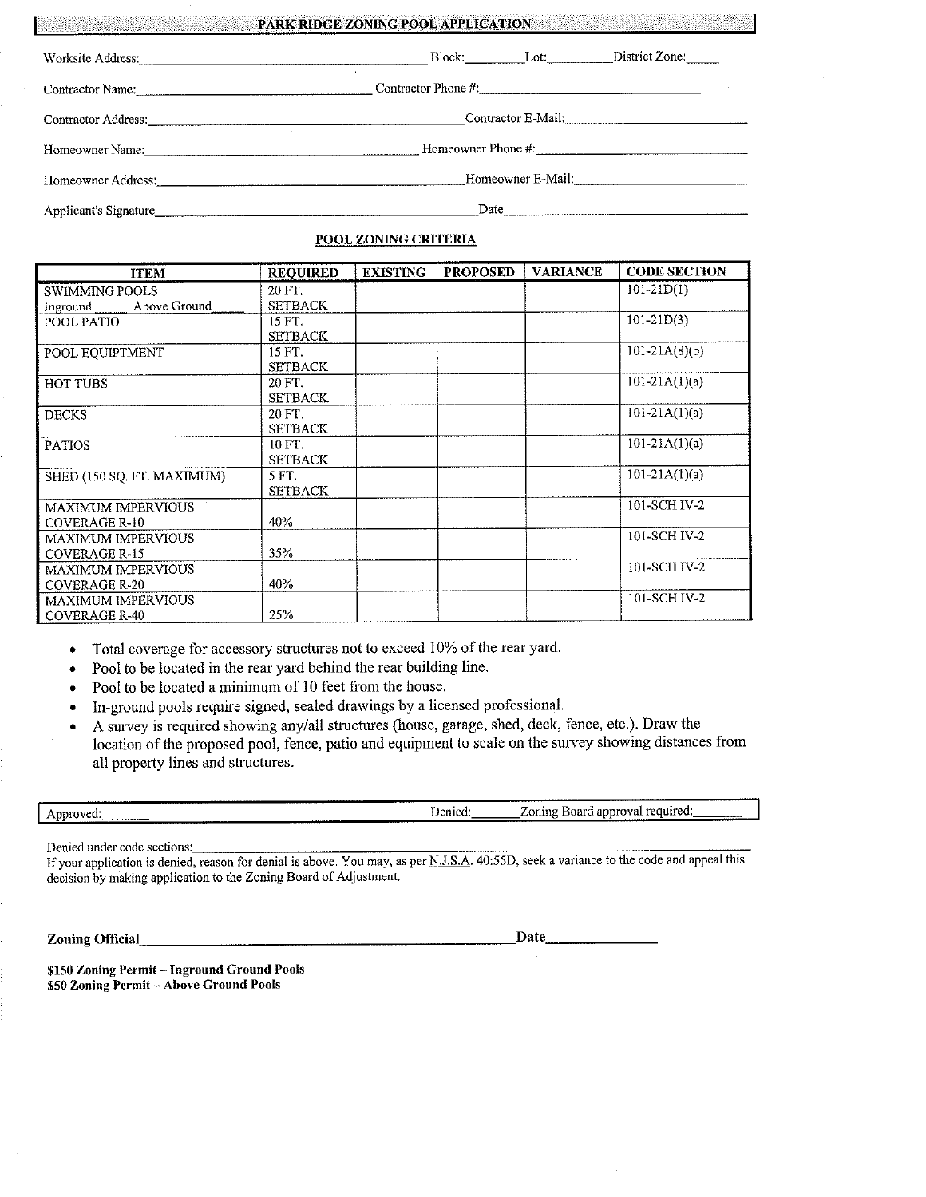# PARK RIDGE ZONING POOL APPLICATION

Worksite Address:______________________________ Block:________ Lot:________ District Zone:______

Contractor Name:______________________________ Contractor Phone #:______________________________

Contractor Address:______________________________ Contractor E-Mail:______________________________

Homeowner Name:______________________________ Homeowner Phone #:______________________________

Homeowner Address:______________________________ Homeowner E-Mail:______________________________

Applicant's Signature______________________________ Date______________________________

## POOL ZONING CRITERIA

| ITEM | REQUIRED | EXISTING | PROPOSED | VARIANCE | CODE SECTION |
|---|---|---|---|---|---|
| SWIMMING POOLS<br>Inground ____ Above Ground ____ | 20 FT. SETBACK | | | | 101-21D(1) |
| POOL PATIO | 15 FT. SETBACK | | | | 101-21D(3) |
| POOL EQUIPTMENT | 15 FT. SETBACK | | | | 101-21A(8)(b) |
| HOT TUBS | 20 FT. SETBACK | | | | 101-21A(1)(a) |
| DECKS | 20 FT. SETBACK | | | | 101-21A(1)(a) |
| PATIOS | 10 FT. SETBACK | | | | 101-21A(1)(a) |
| SHED (150 SQ. FT. MAXIMUM) | 5 FT. SETBACK | | | | 101-21A(1)(a) |
| MAXIMUM IMPERVIOUS COVERAGE R-10 | 40% | | | | 101-SCH IV-2 |
| MAXIMUM IMPERVIOUS COVERAGE R-15 | 35% | | | | 101-SCH IV-2 |
| MAXIMUM IMPERVIOUS COVERAGE R-20 | 40% | | | | 101-SCH IV-2 |
| MAXIMUM IMPERVIOUS COVERAGE R-40 | 25% | | | | 101-SCH IV-2 |

- Total coverage for accessory structures not to exceed 10% of the rear yard.
- Pool to be located in the rear yard behind the rear building line.
- Pool to be located a minimum of 10 feet from the house.
- In-ground pools require signed, sealed drawings by a licensed professional.
- A survey is required showing any/all structures (house, garage, shed, deck, fence, etc.). Draw the location of the proposed pool, fence, patio and equipment to scale on the survey showing distances from all property lines and structures.

Approved:______ Denied:______ Zoning Board approval required:______

Denied under code sections:______________________________

If your application is denied, reason for denial is above. You may, as per N.J.S.A. 40:55D, seek a variance to the code and appeal this decision by making application to the Zoning Board of Adjustment.

**Zoning Official**______________________________ **Date**______________

**$150 Zoning Permit – Inground Ground Pools**
**$50 Zoning Permit – Above Ground Pools**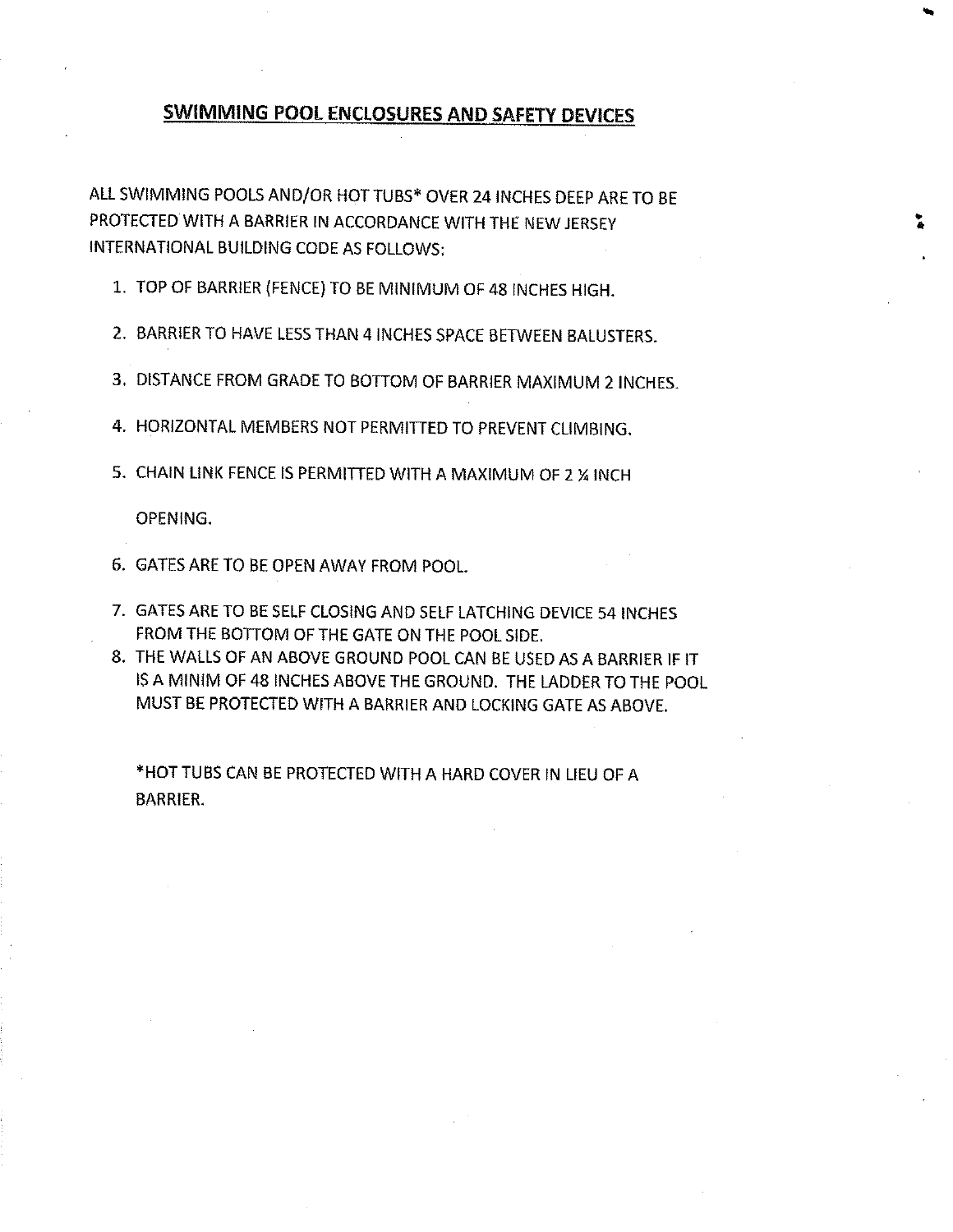## SWIMMING POOL ENCLOSURES AND SAFETY DEVICES

ALL SWIMMING POOLS AND/OR HOT TUBS* OVER 24 INCHES DEEP ARE TO BE PROTECTED WITH A BARRIER IN ACCORDANCE WITH THE NEW JERSEY INTERNATIONAL BUILDING CODE AS FOLLOWS:

1. TOP OF BARRIER (FENCE) TO BE MINIMUM OF 48 INCHES HIGH.
2. BARRIER TO HAVE LESS THAN 4 INCHES SPACE BETWEEN BALUSTERS.
3. DISTANCE FROM GRADE TO BOTTOM OF BARRIER MAXIMUM 2 INCHES.
4. HORIZONTAL MEMBERS NOT PERMITTED TO PREVENT CLIMBING.
5. CHAIN LINK FENCE IS PERMITTED WITH A MAXIMUM OF 2 ¼ INCH OPENING.
6. GATES ARE TO BE OPEN AWAY FROM POOL.
7. GATES ARE TO BE SELF CLOSING AND SELF LATCHING DEVICE 54 INCHES FROM THE BOTTOM OF THE GATE ON THE POOL SIDE.
8. THE WALLS OF AN ABOVE GROUND POOL CAN BE USED AS A BARRIER IF IT IS A MINIM OF 48 INCHES ABOVE THE GROUND. THE LADDER TO THE POOL MUST BE PROTECTED WITH A BARRIER AND LOCKING GATE AS ABOVE.

*HOT TUBS CAN BE PROTECTED WITH A HARD COVER IN LIEU OF A BARRIER.